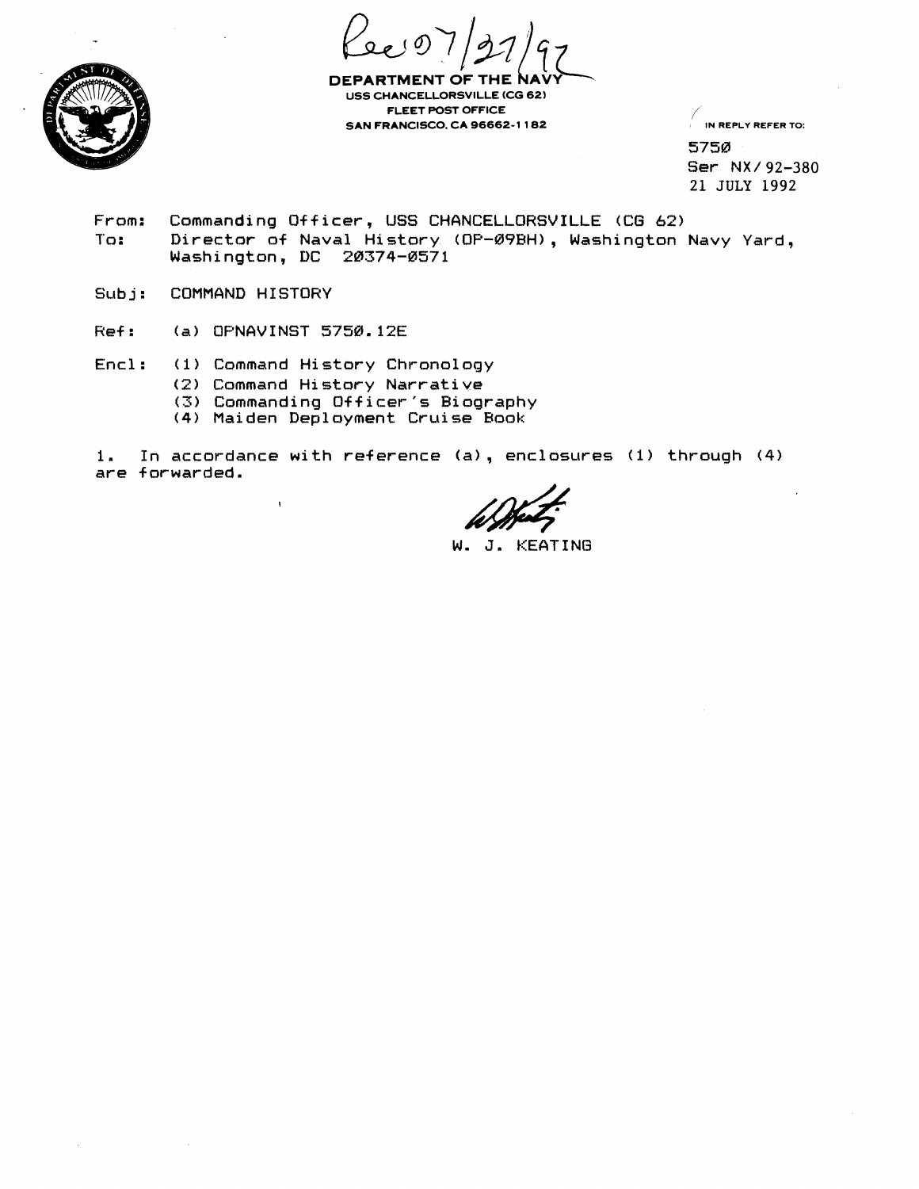Rec'd 07/27/92

**DEPARTMENT OF THE NAVY**
**USS CHANCELLORSVILLE (CG 62)**
**FLEET POST OFFICE**
**SAN FRANCISCO, CA 96662-1182**

IN REPLY REFER TO:

5750
Ser NX/92-380
21 JULY 1992

From: Commanding Officer, USS CHANCELLORSVILLE (CG 62)
To: Director of Naval History (OP-09BH), Washington Navy Yard, Washington, DC 20374-0571

Subj: COMMAND HISTORY

Ref: (a) OPNAVINST 5750.12E

Encl: (1) Command History Chronology
(2) Command History Narrative
(3) Commanding Officer's Biography
(4) Maiden Deployment Cruise Book

1. In accordance with reference (a), enclosures (1) through (4) are forwarded.

W. J. KEATING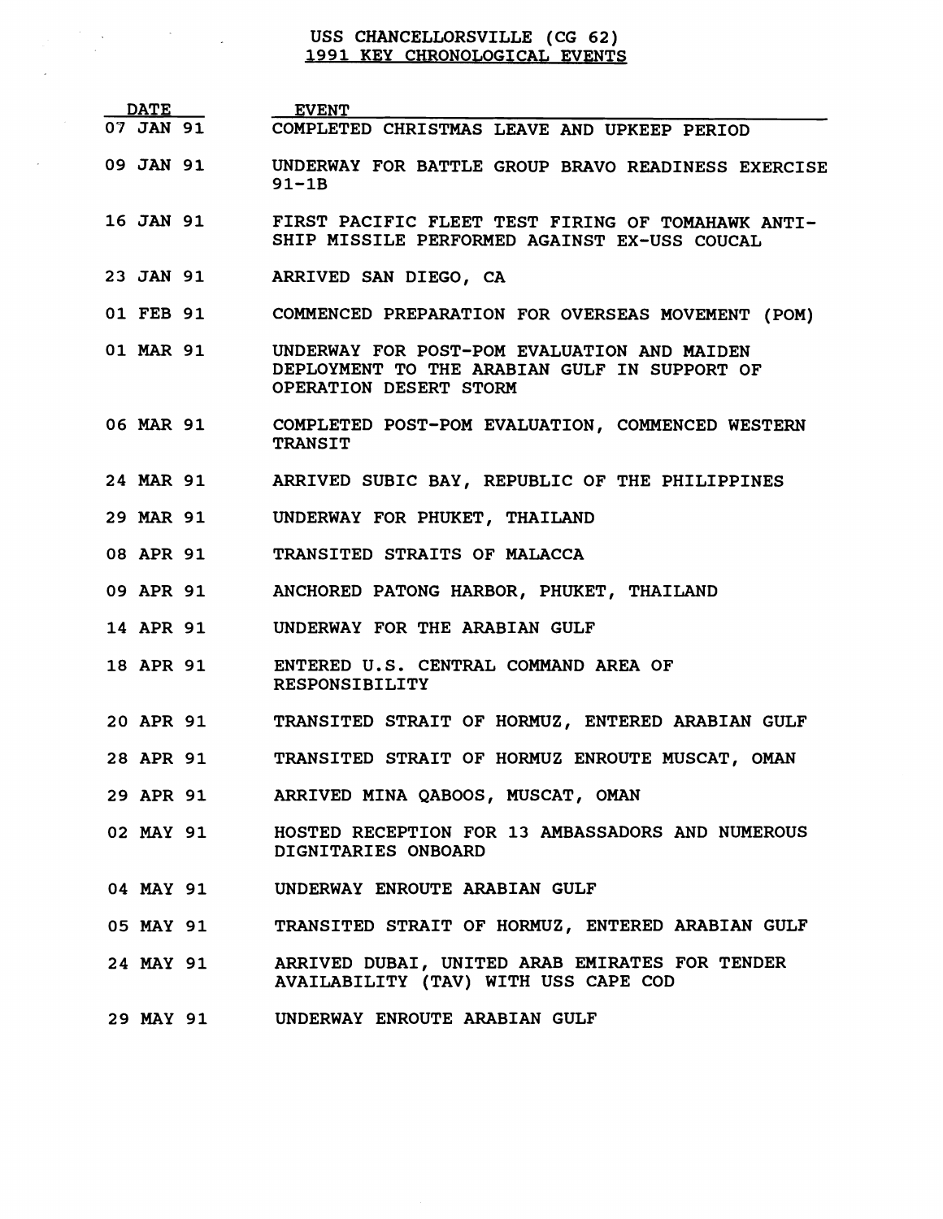# USS CHANCELLORSVILLE (CG 62)
## 1991 KEY CHRONOLOGICAL EVENTS

| DATE | EVENT |
|---|---|
| 07 JAN 91 | COMPLETED CHRISTMAS LEAVE AND UPKEEP PERIOD |
| 09 JAN 91 | UNDERWAY FOR BATTLE GROUP BRAVO READINESS EXERCISE 91-1B |
| 16 JAN 91 | FIRST PACIFIC FLEET TEST FIRING OF TOMAHAWK ANTI-SHIP MISSILE PERFORMED AGAINST EX-USS COUCAL |
| 23 JAN 91 | ARRIVED SAN DIEGO, CA |
| 01 FEB 91 | COMMENCED PREPARATION FOR OVERSEAS MOVEMENT (POM) |
| 01 MAR 91 | UNDERWAY FOR POST-POM EVALUATION AND MAIDEN DEPLOYMENT TO THE ARABIAN GULF IN SUPPORT OF OPERATION DESERT STORM |
| 06 MAR 91 | COMPLETED POST-POM EVALUATION, COMMENCED WESTERN TRANSIT |
| 24 MAR 91 | ARRIVED SUBIC BAY, REPUBLIC OF THE PHILIPPINES |
| 29 MAR 91 | UNDERWAY FOR PHUKET, THAILAND |
| 08 APR 91 | TRANSITED STRAITS OF MALACCA |
| 09 APR 91 | ANCHORED PATONG HARBOR, PHUKET, THAILAND |
| 14 APR 91 | UNDERWAY FOR THE ARABIAN GULF |
| 18 APR 91 | ENTERED U.S. CENTRAL COMMAND AREA OF RESPONSIBILITY |
| 20 APR 91 | TRANSITED STRAIT OF HORMUZ, ENTERED ARABIAN GULF |
| 28 APR 91 | TRANSITED STRAIT OF HORMUZ ENROUTE MUSCAT, OMAN |
| 29 APR 91 | ARRIVED MINA QABOOS, MUSCAT, OMAN |
| 02 MAY 91 | HOSTED RECEPTION FOR 13 AMBASSADORS AND NUMEROUS DIGNITARIES ONBOARD |
| 04 MAY 91 | UNDERWAY ENROUTE ARABIAN GULF |
| 05 MAY 91 | TRANSITED STRAIT OF HORMUZ, ENTERED ARABIAN GULF |
| 24 MAY 91 | ARRIVED DUBAI, UNITED ARAB EMIRATES FOR TENDER AVAILABILITY (TAV) WITH USS CAPE COD |
| 29 MAY 91 | UNDERWAY ENROUTE ARABIAN GULF |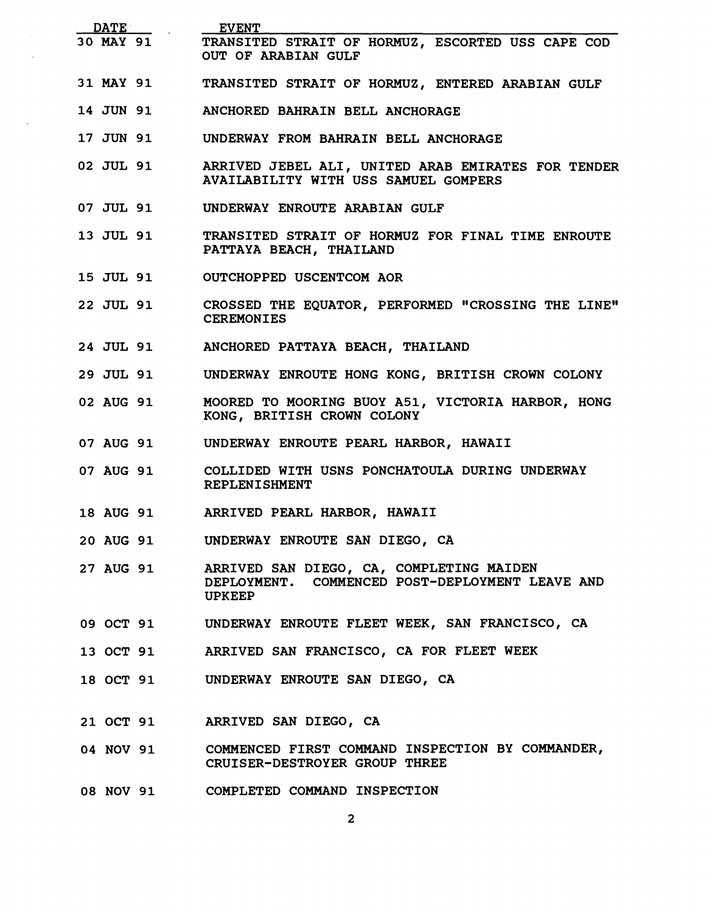| DATE | EVENT |
|---|---|
| 30 MAY 91 | TRANSITED STRAIT OF HORMUZ, ESCORTED USS CAPE COD OUT OF ARABIAN GULF |
| 31 MAY 91 | TRANSITED STRAIT OF HORMUZ, ENTERED ARABIAN GULF |
| 14 JUN 91 | ANCHORED BAHRAIN BELL ANCHORAGE |
| 17 JUN 91 | UNDERWAY FROM BAHRAIN BELL ANCHORAGE |
| 02 JUL 91 | ARRIVED JEBEL ALI, UNITED ARAB EMIRATES FOR TENDER AVAILABILITY WITH USS SAMUEL GOMPERS |
| 07 JUL 91 | UNDERWAY ENROUTE ARABIAN GULF |
| 13 JUL 91 | TRANSITED STRAIT OF HORMUZ FOR FINAL TIME ENROUTE PATTAYA BEACH, THAILAND |
| 15 JUL 91 | OUTCHOPPED USCENTCOM AOR |
| 22 JUL 91 | CROSSED THE EQUATOR, PERFORMED "CROSSING THE LINE" CEREMONIES |
| 24 JUL 91 | ANCHORED PATTAYA BEACH, THAILAND |
| 29 JUL 91 | UNDERWAY ENROUTE HONG KONG, BRITISH CROWN COLONY |
| 02 AUG 91 | MOORED TO MOORING BUOY A51, VICTORIA HARBOR, HONG KONG, BRITISH CROWN COLONY |
| 07 AUG 91 | UNDERWAY ENROUTE PEARL HARBOR, HAWAII |
| 07 AUG 91 | COLLIDED WITH USNS PONCHATOULA DURING UNDERWAY REPLENISHMENT |
| 18 AUG 91 | ARRIVED PEARL HARBOR, HAWAII |
| 20 AUG 91 | UNDERWAY ENROUTE SAN DIEGO, CA |
| 27 AUG 91 | ARRIVED SAN DIEGO, CA, COMPLETING MAIDEN DEPLOYMENT. COMMENCED POST-DEPLOYMENT LEAVE AND UPKEEP |
| 09 OCT 91 | UNDERWAY ENROUTE FLEET WEEK, SAN FRANCISCO, CA |
| 13 OCT 91 | ARRIVED SAN FRANCISCO, CA FOR FLEET WEEK |
| 18 OCT 91 | UNDERWAY ENROUTE SAN DIEGO, CA |
| 21 OCT 91 | ARRIVED SAN DIEGO, CA |
| 04 NOV 91 | COMMENCED FIRST COMMAND INSPECTION BY COMMANDER, CRUISER-DESTROYER GROUP THREE |
| 08 NOV 91 | COMPLETED COMMAND INSPECTION |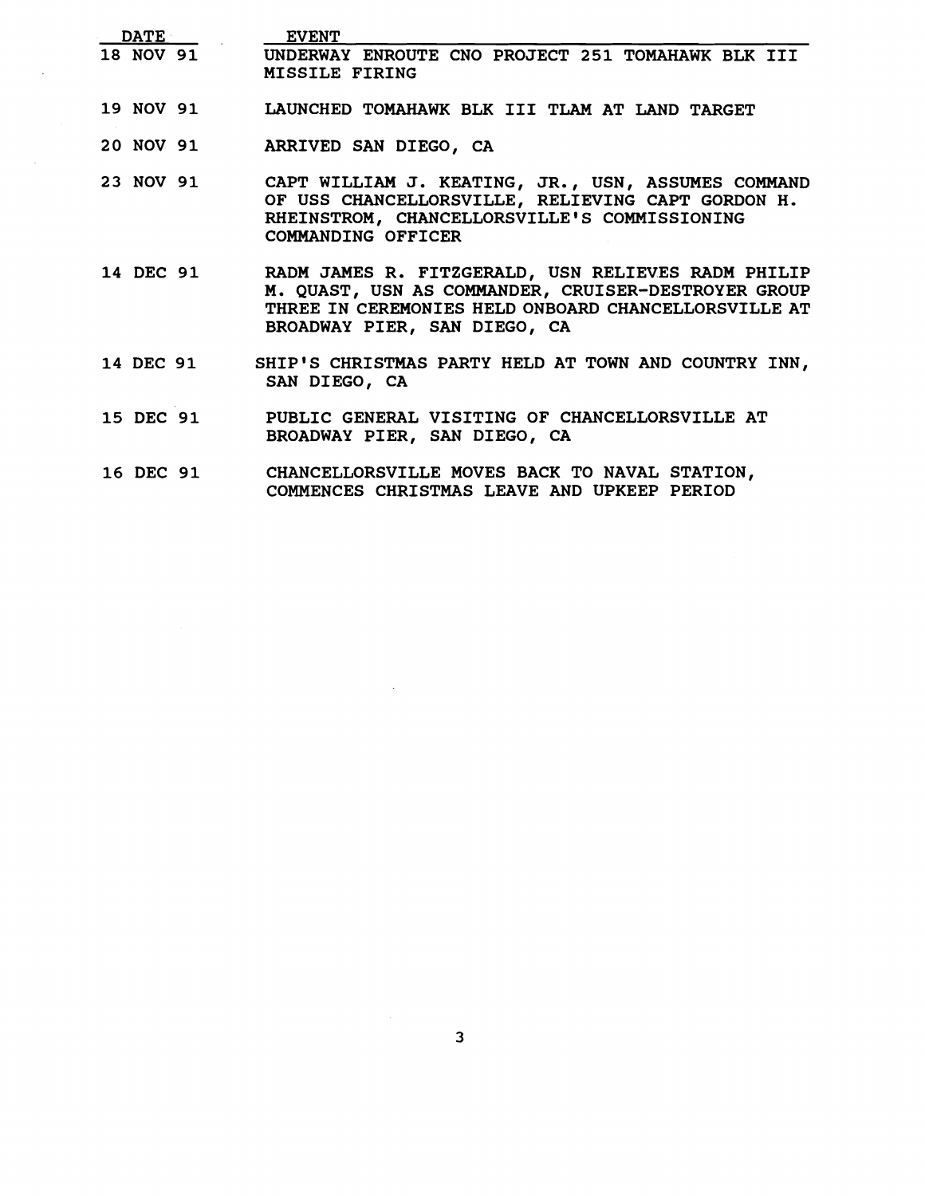| DATE | EVENT |
| --- | --- |
| 18 NOV 91 | UNDERWAY ENROUTE CNO PROJECT 251 TOMAHAWK BLK III MISSILE FIRING |
| 19 NOV 91 | LAUNCHED TOMAHAWK BLK III TLAM AT LAND TARGET |
| 20 NOV 91 | ARRIVED SAN DIEGO, CA |
| 23 NOV 91 | CAPT WILLIAM J. KEATING, JR., USN, ASSUMES COMMAND OF USS CHANCELLORSVILLE, RELIEVING CAPT GORDON H. RHEINSTROM, CHANCELLORSVILLE'S COMMISSIONING COMMANDING OFFICER |
| 14 DEC 91 | RADM JAMES R. FITZGERALD, USN RELIEVES RADM PHILIP M. QUAST, USN AS COMMANDER, CRUISER-DESTROYER GROUP THREE IN CEREMONIES HELD ONBOARD CHANCELLORSVILLE AT BROADWAY PIER, SAN DIEGO, CA |
| 14 DEC 91 | SHIP'S CHRISTMAS PARTY HELD AT TOWN AND COUNTRY INN, SAN DIEGO, CA |
| 15 DEC 91 | PUBLIC GENERAL VISITING OF CHANCELLORSVILLE AT BROADWAY PIER, SAN DIEGO, CA |
| 16 DEC 91 | CHANCELLORSVILLE MOVES BACK TO NAVAL STATION, COMMENCES CHRISTMAS LEAVE AND UPKEEP PERIOD |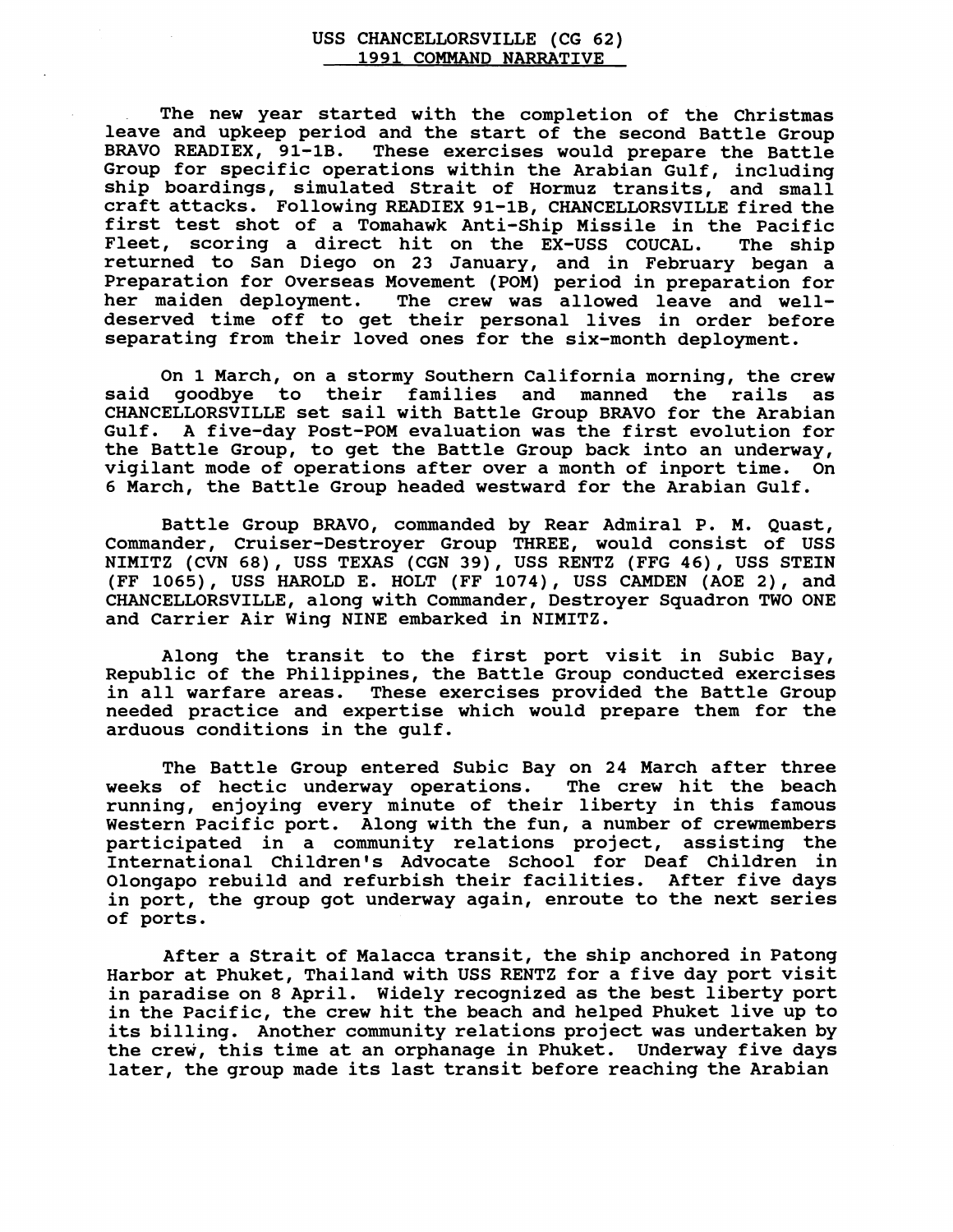# USS CHANCELLORSVILLE (CG 62)
## 1991 COMMAND NARRATIVE

The new year started with the completion of the Christmas leave and upkeep period and the start of the second Battle Group BRAVO READIEX, 91-1B. These exercises would prepare the Battle Group for specific operations within the Arabian Gulf, including ship boardings, simulated Strait of Hormuz transits, and small craft attacks. Following READIEX 91-1B, CHANCELLORSVILLE fired the first test shot of a Tomahawk Anti-Ship Missile in the Pacific Fleet, scoring a direct hit on the EX-USS COUCAL. The ship returned to San Diego on 23 January, and in February began a Preparation for Overseas Movement (POM) period in preparation for her maiden deployment. The crew was allowed leave and well-deserved time off to get their personal lives in order before separating from their loved ones for the six-month deployment.

On 1 March, on a stormy Southern California morning, the crew said goodbye to their families and manned the rails as CHANCELLORSVILLE set sail with Battle Group BRAVO for the Arabian Gulf. A five-day Post-POM evaluation was the first evolution for the Battle Group, to get the Battle Group back into an underway, vigilant mode of operations after over a month of inport time. On 6 March, the Battle Group headed westward for the Arabian Gulf.

Battle Group BRAVO, commanded by Rear Admiral P. M. Quast, Commander, Cruiser-Destroyer Group THREE, would consist of USS NIMITZ (CVN 68), USS TEXAS (CGN 39), USS RENTZ (FFG 46), USS STEIN (FF 1065), USS HAROLD E. HOLT (FF 1074), USS CAMDEN (AOE 2), and CHANCELLORSVILLE, along with Commander, Destroyer Squadron TWO ONE and Carrier Air Wing NINE embarked in NIMITZ.

Along the transit to the first port visit in Subic Bay, Republic of the Philippines, the Battle Group conducted exercises in all warfare areas. These exercises provided the Battle Group needed practice and expertise which would prepare them for the arduous conditions in the gulf.

The Battle Group entered Subic Bay on 24 March after three weeks of hectic underway operations. The crew hit the beach running, enjoying every minute of their liberty in this famous Western Pacific port. Along with the fun, a number of crewmembers participated in a community relations project, assisting the International Children's Advocate School for Deaf Children in Olongapo rebuild and refurbish their facilities. After five days in port, the group got underway again, enroute to the next series of ports.

After a Strait of Malacca transit, the ship anchored in Patong Harbor at Phuket, Thailand with USS RENTZ for a five day port visit in paradise on 8 April. Widely recognized as the best liberty port in the Pacific, the crew hit the beach and helped Phuket live up to its billing. Another community relations project was undertaken by the crew, this time at an orphanage in Phuket. Underway five days later, the group made its last transit before reaching the Arabian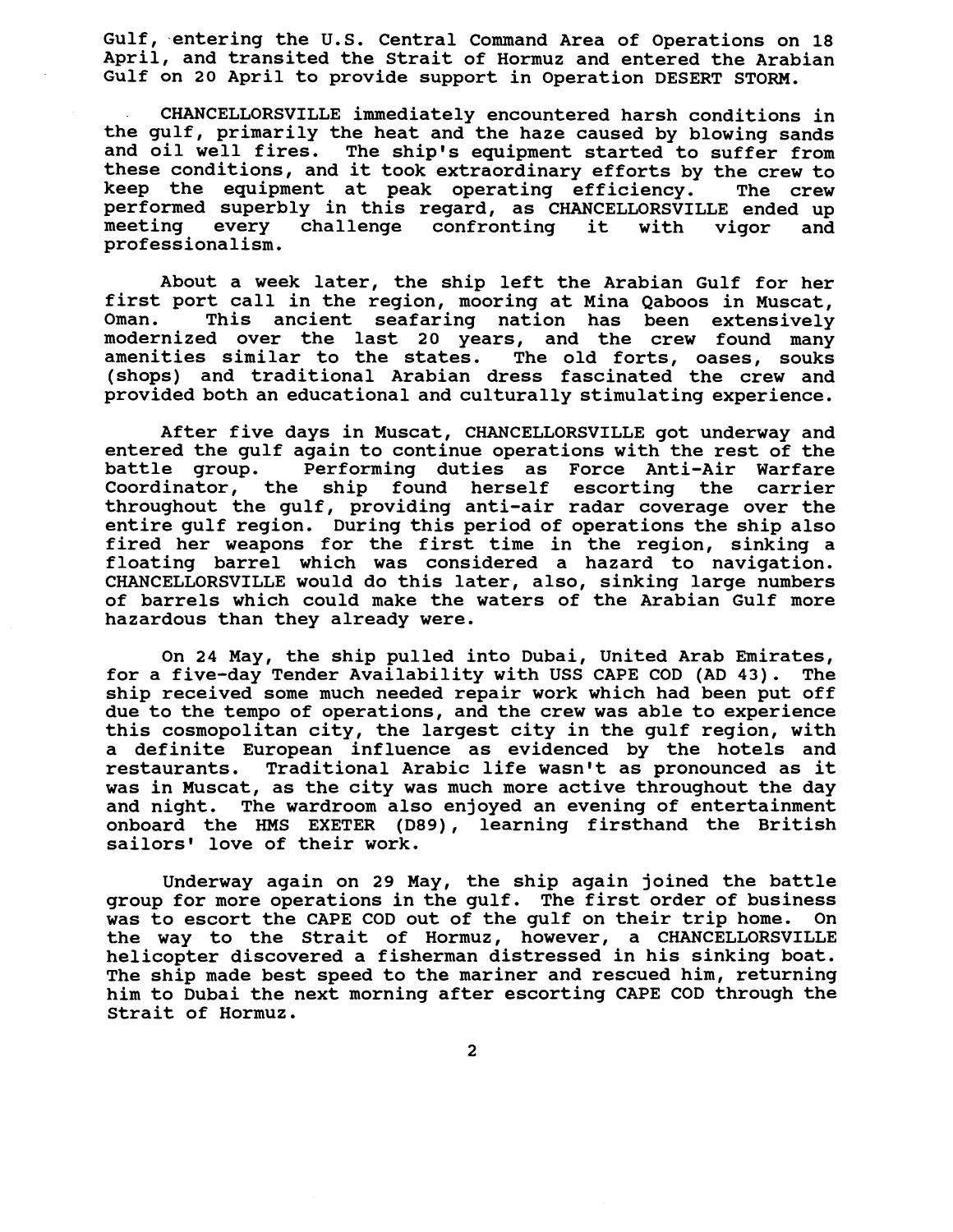Gulf, entering the U.S. Central Command Area of Operations on 18 April, and transited the Strait of Hormuz and entered the Arabian Gulf on 20 April to provide support in Operation DESERT STORM.

CHANCELLORSVILLE immediately encountered harsh conditions in the gulf, primarily the heat and the haze caused by blowing sands and oil well fires. The ship's equipment started to suffer from these conditions, and it took extraordinary efforts by the crew to keep the equipment at peak operating efficiency. The crew performed superbly in this regard, as CHANCELLORSVILLE ended up meeting every challenge confronting it with vigor and professionalism.

About a week later, the ship left the Arabian Gulf for her first port call in the region, mooring at Mina Qaboos in Muscat, Oman. This ancient seafaring nation has been extensively modernized over the last 20 years, and the crew found many amenities similar to the states. The old forts, oases, souks (shops) and traditional Arabian dress fascinated the crew and provided both an educational and culturally stimulating experience.

After five days in Muscat, CHANCELLORSVILLE got underway and entered the gulf again to continue operations with the rest of the battle group. Performing duties as Force Anti-Air Warfare Coordinator, the ship found herself escorting the carrier throughout the gulf, providing anti-air radar coverage over the entire gulf region. During this period of operations the ship also fired her weapons for the first time in the region, sinking a floating barrel which was considered a hazard to navigation. CHANCELLORSVILLE would do this later, also, sinking large numbers of barrels which could make the waters of the Arabian Gulf more hazardous than they already were.

On 24 May, the ship pulled into Dubai, United Arab Emirates, for a five-day Tender Availability with USS CAPE COD (AD 43). The ship received some much needed repair work which had been put off due to the tempo of operations, and the crew was able to experience this cosmopolitan city, the largest city in the gulf region, with a definite European influence as evidenced by the hotels and restaurants. Traditional Arabic life wasn't as pronounced as it was in Muscat, as the city was much more active throughout the day and night. The wardroom also enjoyed an evening of entertainment onboard the HMS EXETER (D89), learning firsthand the British sailors' love of their work.

Underway again on 29 May, the ship again joined the battle group for more operations in the gulf. The first order of business was to escort the CAPE COD out of the gulf on their trip home. On the way to the Strait of Hormuz, however, a CHANCELLORSVILLE helicopter discovered a fisherman distressed in his sinking boat. The ship made best speed to the mariner and rescued him, returning him to Dubai the next morning after escorting CAPE COD through the Strait of Hormuz.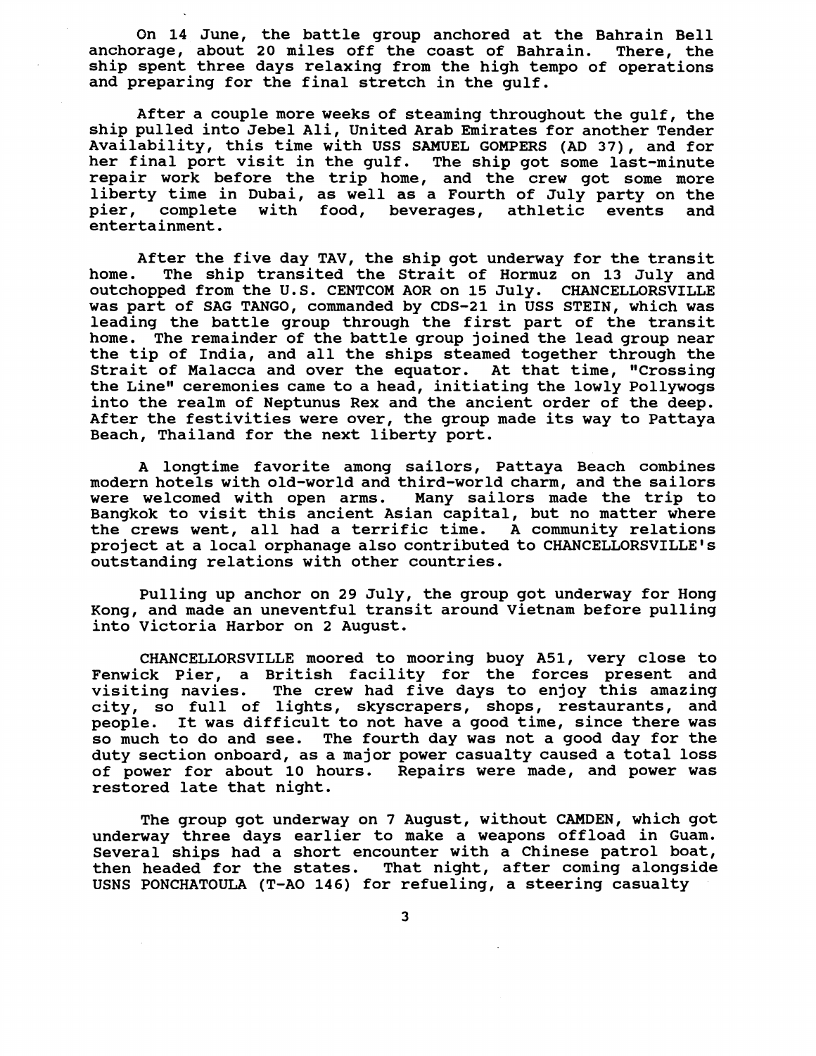On 14 June, the battle group anchored at the Bahrain Bell anchorage, about 20 miles off the coast of Bahrain. There, the ship spent three days relaxing from the high tempo of operations and preparing for the final stretch in the gulf.

After a couple more weeks of steaming throughout the gulf, the ship pulled into Jebel Ali, United Arab Emirates for another Tender Availability, this time with USS SAMUEL GOMPERS (AD 37), and for her final port visit in the gulf. The ship got some last-minute repair work before the trip home, and the crew got some more liberty time in Dubai, as well as a Fourth of July party on the pier, complete with food, beverages, athletic events and entertainment.

After the five day TAV, the ship got underway for the transit home. The ship transited the Strait of Hormuz on 13 July and outchopped from the U.S. CENTCOM AOR on 15 July. CHANCELLORSVILLE was part of SAG TANGO, commanded by CDS-21 in USS STEIN, which was leading the battle group through the first part of the transit home. The remainder of the battle group joined the lead group near the tip of India, and all the ships steamed together through the Strait of Malacca and over the equator. At that time, "Crossing the Line" ceremonies came to a head, initiating the lowly Pollywogs into the realm of Neptunus Rex and the ancient order of the deep. After the festivities were over, the group made its way to Pattaya Beach, Thailand for the next liberty port.

A longtime favorite among sailors, Pattaya Beach combines modern hotels with old-world and third-world charm, and the sailors were welcomed with open arms. Many sailors made the trip to Bangkok to visit this ancient Asian capital, but no matter where the crews went, all had a terrific time. A community relations project at a local orphanage also contributed to CHANCELLORSVILLE's outstanding relations with other countries.

Pulling up anchor on 29 July, the group got underway for Hong Kong, and made an uneventful transit around Vietnam before pulling into Victoria Harbor on 2 August.

CHANCELLORSVILLE moored to mooring buoy A51, very close to Fenwick Pier, a British facility for the forces present and visiting navies. The crew had five days to enjoy this amazing city, so full of lights, skyscrapers, shops, restaurants, and people. It was difficult to not have a good time, since there was so much to do and see. The fourth day was not a good day for the duty section onboard, as a major power casualty caused a total loss of power for about 10 hours. Repairs were made, and power was restored late that night.

The group got underway on 7 August, without CAMDEN, which got underway three days earlier to make a weapons offload in Guam. Several ships had a short encounter with a Chinese patrol boat, then headed for the states. That night, after coming alongside USNS PONCHATOULA (T-AO 146) for refueling, a steering casualty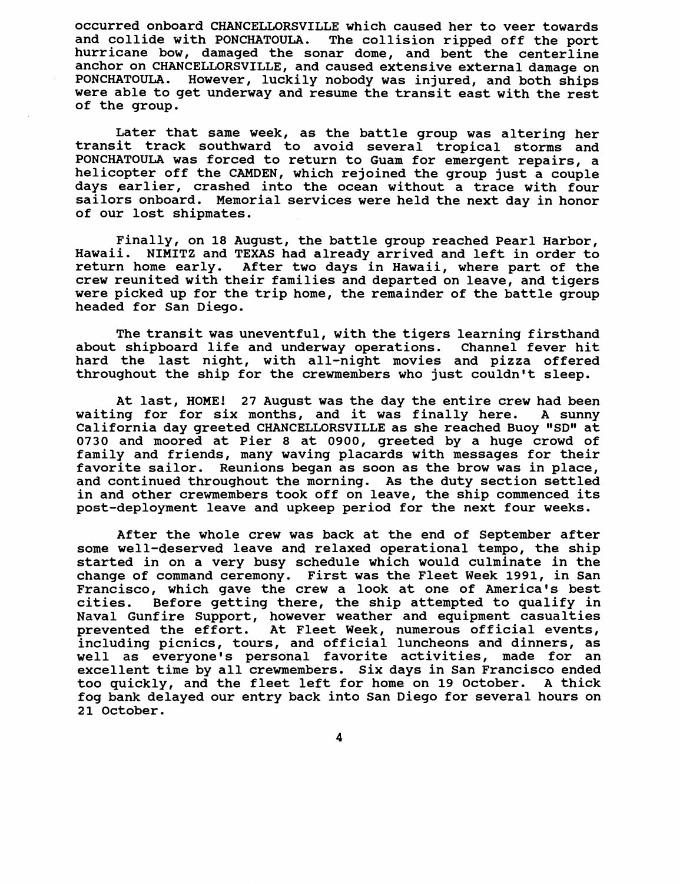occurred onboard CHANCELLORSVILLE which caused her to veer towards and collide with PONCHATOULA. The collision ripped off the port hurricane bow, damaged the sonar dome, and bent the centerline anchor on CHANCELLORSVILLE, and caused extensive external damage on PONCHATOULA. However, luckily nobody was injured, and both ships were able to get underway and resume the transit east with the rest of the group.

Later that same week, as the battle group was altering her transit track southward to avoid several tropical storms and PONCHATOULA was forced to return to Guam for emergent repairs, a helicopter off the CAMDEN, which rejoined the group just a couple days earlier, crashed into the ocean without a trace with four sailors onboard. Memorial services were held the next day in honor of our lost shipmates.

Finally, on 18 August, the battle group reached Pearl Harbor, Hawaii. NIMITZ and TEXAS had already arrived and left in order to return home early. After two days in Hawaii, where part of the crew reunited with their families and departed on leave, and tigers were picked up for the trip home, the remainder of the battle group headed for San Diego.

The transit was uneventful, with the tigers learning firsthand about shipboard life and underway operations. Channel fever hit hard the last night, with all-night movies and pizza offered throughout the ship for the crewmembers who just couldn't sleep.

At last, HOME! 27 August was the day the entire crew had been waiting for for six months, and it was finally here. A sunny California day greeted CHANCELLORSVILLE as she reached Buoy "SD" at 0730 and moored at Pier 8 at 0900, greeted by a huge crowd of family and friends, many waving placards with messages for their favorite sailor. Reunions began as soon as the brow was in place, and continued throughout the morning. As the duty section settled in and other crewmembers took off on leave, the ship commenced its post-deployment leave and upkeep period for the next four weeks.

After the whole crew was back at the end of September after some well-deserved leave and relaxed operational tempo, the ship started in on a very busy schedule which would culminate in the change of command ceremony. First was the Fleet Week 1991, in San Francisco, which gave the crew a look at one of America's best cities. Before getting there, the ship attempted to qualify in Naval Gunfire Support, however weather and equipment casualties prevented the effort. At Fleet Week, numerous official events, including picnics, tours, and official luncheons and dinners, as well as everyone's personal favorite activities, made for an excellent time by all crewmembers. Six days in San Francisco ended too quickly, and the fleet left for home on 19 October. A thick fog bank delayed our entry back into San Diego for several hours on 21 October.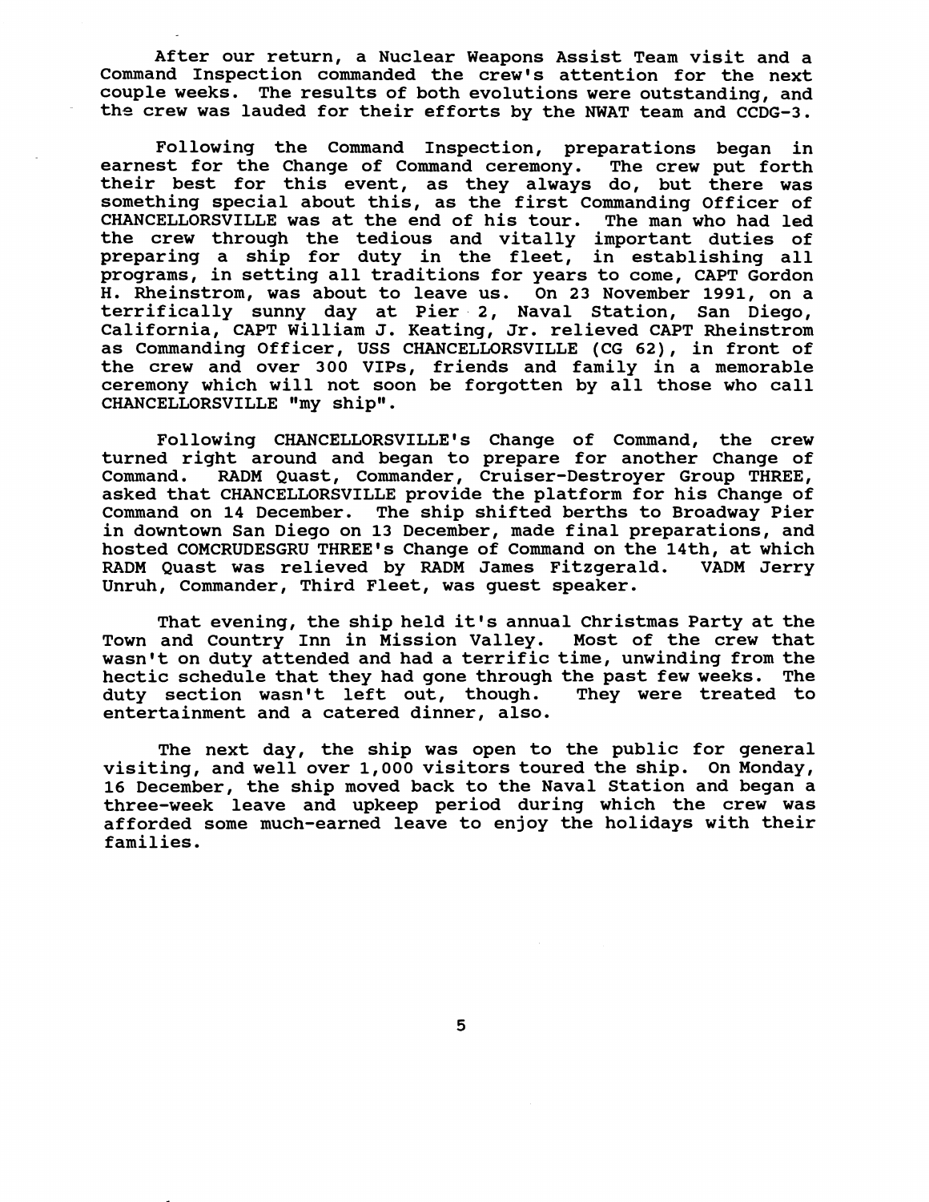After our return, a Nuclear Weapons Assist Team visit and a Command Inspection commanded the crew's attention for the next couple weeks. The results of both evolutions were outstanding, and the crew was lauded for their efforts by the NWAT team and CCDG-3.

Following the Command Inspection, preparations began in earnest for the Change of Command ceremony. The crew put forth their best for this event, as they always do, but there was something special about this, as the first Commanding Officer of CHANCELLORSVILLE was at the end of his tour. The man who had led the crew through the tedious and vitally important duties of preparing a ship for duty in the fleet, in establishing all programs, in setting all traditions for years to come, CAPT Gordon H. Rheinstrom, was about to leave us. On 23 November 1991, on a terrifically sunny day at Pier 2, Naval Station, San Diego, California, CAPT William J. Keating, Jr. relieved CAPT Rheinstrom as Commanding Officer, USS CHANCELLORSVILLE (CG 62), in front of the crew and over 300 VIPs, friends and family in a memorable ceremony which will not soon be forgotten by all those who call CHANCELLORSVILLE "my ship".

Following CHANCELLORSVILLE's Change of Command, the crew turned right around and began to prepare for another Change of Command. RADM Quast, Commander, Cruiser-Destroyer Group THREE, asked that CHANCELLORSVILLE provide the platform for his Change of Command on 14 December. The ship shifted berths to Broadway Pier in downtown San Diego on 13 December, made final preparations, and hosted COMCRUDESGRU THREE's Change of Command on the 14th, at which RADM Quast was relieved by RADM James Fitzgerald. VADM Jerry Unruh, Commander, Third Fleet, was guest speaker.

That evening, the ship held it's annual Christmas Party at the Town and Country Inn in Mission Valley. Most of the crew that wasn't on duty attended and had a terrific time, unwinding from the hectic schedule that they had gone through the past few weeks. The duty section wasn't left out, though. They were treated to entertainment and a catered dinner, also.

The next day, the ship was open to the public for general visiting, and well over 1,000 visitors toured the ship. On Monday, 16 December, the ship moved back to the Naval Station and began a three-week leave and upkeep period during which the crew was afforded some much-earned leave to enjoy the holidays with their families.